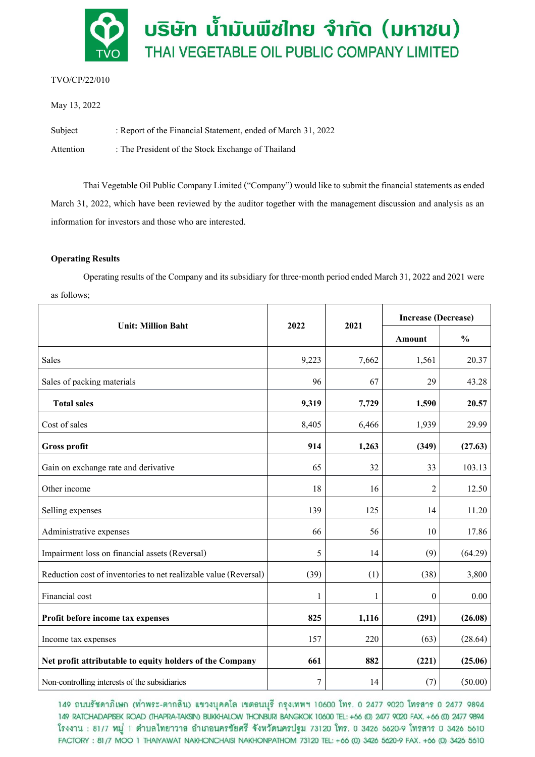# บริษัท น้ำมันพืชไทย จำกัด (มหาชน)

## THAI VEGETABLE OIL PUBLIC COMPANY LIMITED

TVO/CP/22/010

May 13, 2022

Subject : Report of the Financial Statement, ended of March 31, 2022

Attention : The President of the Stock Exchange of Thailand

Thai Vegetable Oil Public Company Limited ("Company") would like to submit the financial statements as ended March 31, 2022, which have been reviewed by the auditor together with the management discussion and analysis as an information for investors and those who are interested.

**Operating Results**

Operating results of the Company and its subsidiary for three-month period ended March 31, 2022 and 2021 were as follows;

| Unit: Million Baht | 2022 | 2021 | Increase (Decrease) | |
|---|---|---|---|---|
| | | | Amount | % |
| Sales | 9,223 | 7,662 | 1,561 | 20.37 |
| Sales of packing materials | 96 | 67 | 29 | 43.28 |
| **Total sales** | **9,319** | **7,729** | **1,590** | **20.57** |
| Cost of sales | 8,405 | 6,466 | 1,939 | 29.99 |
| **Gross profit** | **914** | **1,263** | **(349)** | **(27.63)** |
| Gain on exchange rate and derivative | 65 | 32 | 33 | 103.13 |
| Other income | 18 | 16 | 2 | 12.50 |
| Selling expenses | 139 | 125 | 14 | 11.20 |
| Administrative expenses | 66 | 56 | 10 | 17.86 |
| Impairment loss on financial assets (Reversal) | 5 | 14 | (9) | (64.29) |
| Reduction cost of inventories to net realizable value (Reversal) | (39) | (1) | (38) | 3,800 |
| Financial cost | 1 | 1 | 0 | 0.00 |
| **Profit before income tax expenses** | **825** | **1,116** | **(291)** | **(26.08)** |
| Income tax expenses | 157 | 220 | (63) | (28.64) |
| **Net profit attributable to equity holders of the Company** | **661** | **882** | **(221)** | **(25.06)** |
| Non-controlling interests of the subsidiaries | 7 | 14 | (7) | (50.00) |

149 ถนนรัชดาภิเษก (ท่าพระ-ตากสิน) แขวงบุคคโล เขตธนบุรี กรุงเทพฯ 10600 โทร. 0 2477 9020 โทรสาร 0 2477 9894
149 RATCHADAPISEK ROAD (THAPRA-TAKSIN) BUKKHALOW THONBURI BANGKOK 10600 TEL: +66 (0) 2477 9020 FAX. +66 (0) 2477 9894
โรงงาน : 81/7 หมู่ 1 ตำบลไทยาวาส อำเภอนครชัยศรี จังหวัดนครปฐม 73120 โทร. 0 3426 5620-9 โทรสาร 0 3426 5610
FACTORY : 81/7 MOO 1 THAIYAWAT NAKHONCHAISI NAKHONPATHOM 73120 TEL: +66 (0) 3426 5620-9 FAX. +66 (0) 3426 5610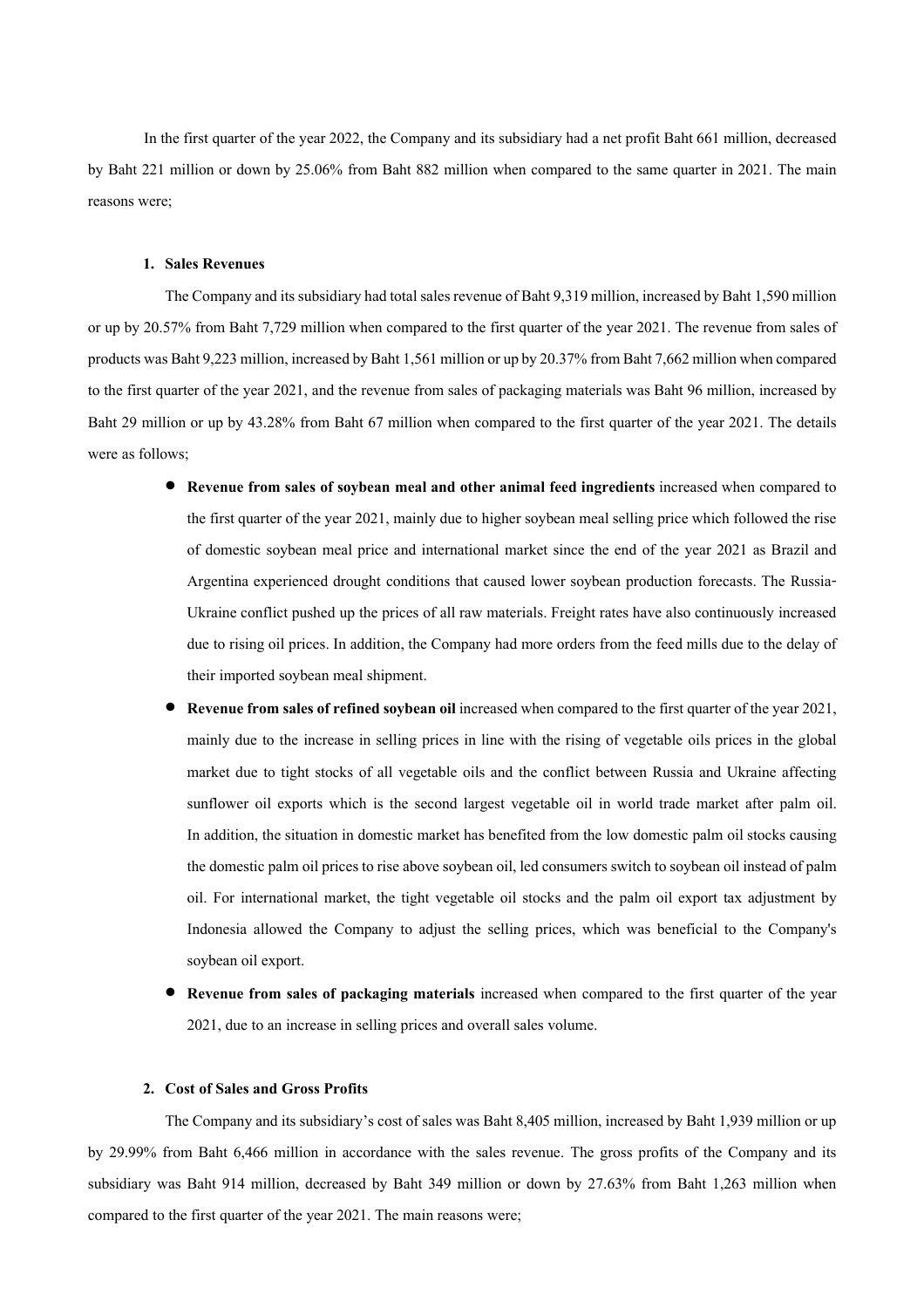In the first quarter of the year 2022, the Company and its subsidiary had a net profit Baht 661 million, decreased by Baht 221 million or down by 25.06% from Baht 882 million when compared to the same quarter in 2021. The main reasons were;

**1. Sales Revenues**

The Company and its subsidiary had total sales revenue of Baht 9,319 million, increased by Baht 1,590 million or up by 20.57% from Baht 7,729 million when compared to the first quarter of the year 2021. The revenue from sales of products was Baht 9,223 million, increased by Baht 1,561 million or up by 20.37% from Baht 7,662 million when compared to the first quarter of the year 2021, and the revenue from sales of packaging materials was Baht 96 million, increased by Baht 29 million or up by 43.28% from Baht 67 million when compared to the first quarter of the year 2021. The details were as follows;

- **Revenue from sales of soybean meal and other animal feed ingredients** increased when compared to the first quarter of the year 2021, mainly due to higher soybean meal selling price which followed the rise of domestic soybean meal price and international market since the end of the year 2021 as Brazil and Argentina experienced drought conditions that caused lower soybean production forecasts. The Russia-Ukraine conflict pushed up the prices of all raw materials. Freight rates have also continuously increased due to rising oil prices. In addition, the Company had more orders from the feed mills due to the delay of their imported soybean meal shipment.
- **Revenue from sales of refined soybean oil** increased when compared to the first quarter of the year 2021, mainly due to the increase in selling prices in line with the rising of vegetable oils prices in the global market due to tight stocks of all vegetable oils and the conflict between Russia and Ukraine affecting sunflower oil exports which is the second largest vegetable oil in world trade market after palm oil. In addition, the situation in domestic market has benefited from the low domestic palm oil stocks causing the domestic palm oil prices to rise above soybean oil, led consumers switch to soybean oil instead of palm oil. For international market, the tight vegetable oil stocks and the palm oil export tax adjustment by Indonesia allowed the Company to adjust the selling prices, which was beneficial to the Company's soybean oil export.
- **Revenue from sales of packaging materials** increased when compared to the first quarter of the year 2021, due to an increase in selling prices and overall sales volume.

**2. Cost of Sales and Gross Profits**

The Company and its subsidiary's cost of sales was Baht 8,405 million, increased by Baht 1,939 million or up by 29.99% from Baht 6,466 million in accordance with the sales revenue. The gross profits of the Company and its subsidiary was Baht 914 million, decreased by Baht 349 million or down by 27.63% from Baht 1,263 million when compared to the first quarter of the year 2021. The main reasons were;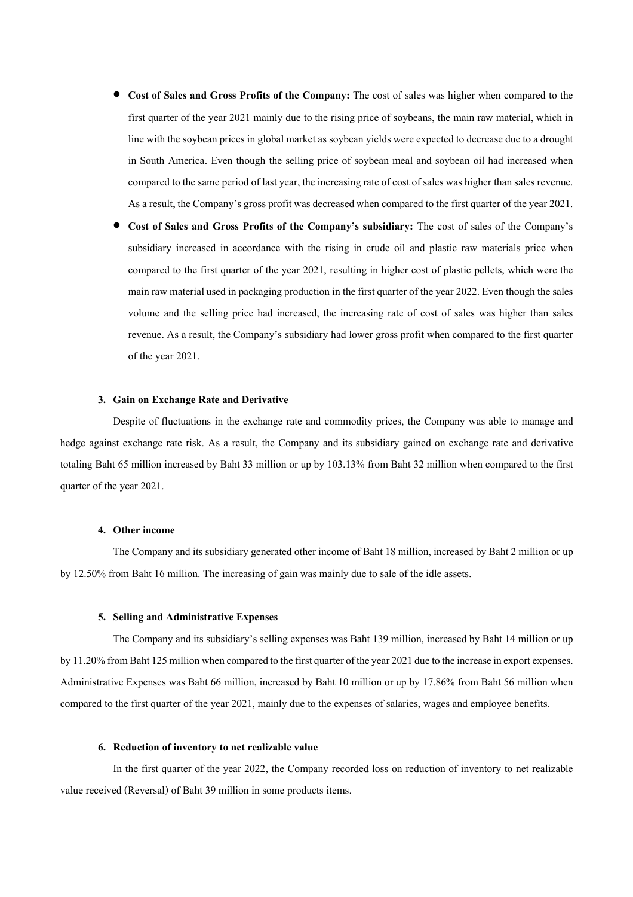- **Cost of Sales and Gross Profits of the Company:** The cost of sales was higher when compared to the first quarter of the year 2021 mainly due to the rising price of soybeans, the main raw material, which in line with the soybean prices in global market as soybean yields were expected to decrease due to a drought in South America. Even though the selling price of soybean meal and soybean oil had increased when compared to the same period of last year, the increasing rate of cost of sales was higher than sales revenue. As a result, the Company's gross profit was decreased when compared to the first quarter of the year 2021.
- **Cost of Sales and Gross Profits of the Company's subsidiary:** The cost of sales of the Company's subsidiary increased in accordance with the rising in crude oil and plastic raw materials price when compared to the first quarter of the year 2021, resulting in higher cost of plastic pellets, which were the main raw material used in packaging production in the first quarter of the year 2022. Even though the sales volume and the selling price had increased, the increasing rate of cost of sales was higher than sales revenue. As a result, the Company's subsidiary had lower gross profit when compared to the first quarter of the year 2021.

### 3. Gain on Exchange Rate and Derivative

Despite of fluctuations in the exchange rate and commodity prices, the Company was able to manage and hedge against exchange rate risk. As a result, the Company and its subsidiary gained on exchange rate and derivative totaling Baht 65 million increased by Baht 33 million or up by 103.13% from Baht 32 million when compared to the first quarter of the year 2021.

### 4. Other income

The Company and its subsidiary generated other income of Baht 18 million, increased by Baht 2 million or up by 12.50% from Baht 16 million. The increasing of gain was mainly due to sale of the idle assets.

### 5. Selling and Administrative Expenses

The Company and its subsidiary's selling expenses was Baht 139 million, increased by Baht 14 million or up by 11.20% from Baht 125 million when compared to the first quarter of the year 2021 due to the increase in export expenses. Administrative Expenses was Baht 66 million, increased by Baht 10 million or up by 17.86% from Baht 56 million when compared to the first quarter of the year 2021, mainly due to the expenses of salaries, wages and employee benefits.

### 6. Reduction of inventory to net realizable value

In the first quarter of the year 2022, the Company recorded loss on reduction of inventory to net realizable value received (Reversal) of Baht 39 million in some products items.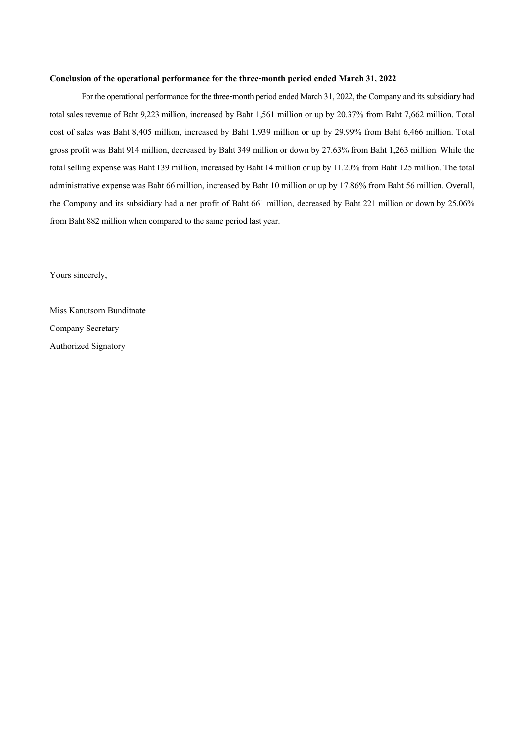**Conclusion of the operational performance for the three-month period ended March 31, 2022**

For the operational performance for the three-month period ended March 31, 2022, the Company and its subsidiary had total sales revenue of Baht 9,223 million, increased by Baht 1,561 million or up by 20.37% from Baht 7,662 million. Total cost of sales was Baht 8,405 million, increased by Baht 1,939 million or up by 29.99% from Baht 6,466 million. Total gross profit was Baht 914 million, decreased by Baht 349 million or down by 27.63% from Baht 1,263 million. While the total selling expense was Baht 139 million, increased by Baht 14 million or up by 11.20% from Baht 125 million. The total administrative expense was Baht 66 million, increased by Baht 10 million or up by 17.86% from Baht 56 million. Overall, the Company and its subsidiary had a net profit of Baht 661 million, decreased by Baht 221 million or down by 25.06% from Baht 882 million when compared to the same period last year.

Yours sincerely,

Miss Kanutsorn Bunditnate
Company Secretary
Authorized Signatory